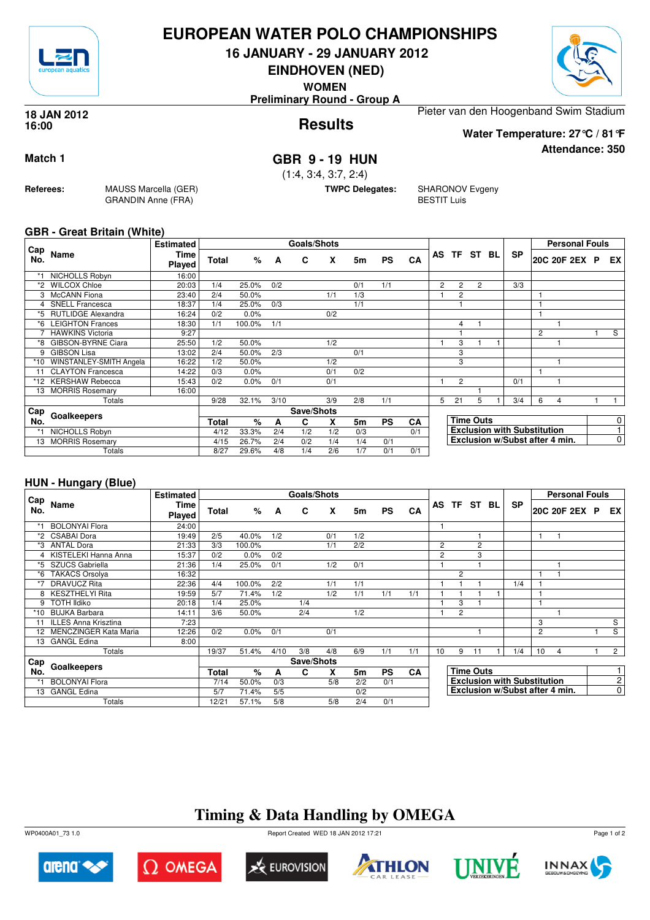# EUROPEAN WATER POLO CHAMPIONSHIPS

**16 JANUARY - 29 JANUARY 2012**

**EINDHOVEN (NED)**

**WOMEN**

**Preliminary Round - Group A**

**18 JAN 2012**
**16:00**

## Results

Pieter van den Hoogenband Swim Stadium

**Water Temperature: 27°C / 81°F**

**Attendance: 350**

**Match 1**

## GBR 9 - 19 HUN

(1:4, 3:4, 3:7, 2:4)

**Referees:** MAUSS Marcella (GER), GRANDIN Anne (FRA)

**TWPC Delegates:** SHARONOV Evgeny, BESTIT Luis

### GBR - Great Britain (White)

| Cap No. | Name | Estimated Time Played | Goals/Shots Total | % | A | C | X | 5m | PS | CA | AS | TF | ST | BL | SP | 20C | 20F | 2EX | P | EX |
|---|---|---|---|---|---|---|---|---|---|---|---|---|---|---|---|---|---|---|---|---|
| *1 | NICHOLLS Robyn | 16:00 | | | | | | | | | | | | | | | | | | |
| *2 | WILCOX Chloe | 20:03 | 1/4 | 25.0% | 0/2 | | | 0/1 | 1/1 | | 2 | 2 | 2 | | 3/3 | | | | | |
| 3 | McCANN Fiona | 23:40 | 2/4 | 50.0% | | | 1/1 | 1/3 | | | 1 | 2 | | | | 1 | | | | |
| 4 | SNELL Francesca | 18:37 | 1/4 | 25.0% | 0/3 | | | 1/1 | | | | 1 | | | | 1 | | | | |
| *5 | RUTLIDGE Alexandra | 16:24 | 0/2 | 0.0% | | | 0/2 | | | | | | | | | 1 | | | | |
| *6 | LEIGHTON Frances | 18:30 | 1/1 | 100.0% | 1/1 | | | | | | | 4 | 1 | | | | 1 | | | |
| 7 | HAWKINS Victoria | 9:27 | | | | | | | | | | 1 | | | | 2 | | | 1 | S |
| *8 | GIBSON-BYRNE Ciara | 25:50 | 1/2 | 50.0% | | | 1/2 | | | | 1 | 3 | 1 | 1 | | | 1 | | | |
| 9 | GIBSON Lisa | 13:02 | 2/4 | 50.0% | 2/3 | | | 0/1 | | | | 3 | | | | | | | | |
| *10 | WINSTANLEY-SMITH Angela | 16:22 | 1/2 | 50.0% | | | 1/2 | | | | | 3 | | | | | 1 | | | |
| 11 | CLAYTON Francesca | 14:22 | 0/3 | 0.0% | | | 0/1 | 0/2 | | | | | | | | 1 | | | | |
| *12 | KERSHAW Rebecca | 15:43 | 0/2 | 0.0% | 0/1 | | 0/1 | | | | 1 | 2 | | | 0/1 | | 1 | | | |
| 13 | MORRIS Rosemary | 16:00 | | | | | | | | | | | 1 | | | | | | | |
| | Totals | | 9/28 | 32.1% | 3/10 | | 3/9 | 2/8 | 1/1 | | 5 | 21 | 5 | 1 | 3/4 | 6 | 4 | | 1 | 1 |

| Cap No. | Goalkeepers | Save/Shots Total | % | A | C | X | 5m | PS | CA |
|---|---|---|---|---|---|---|---|---|---|
| *1 | NICHOLLS Robyn | 4/12 | 33.3% | 2/4 | 1/2 | 1/2 | 0/3 | | 0/1 |
| 13 | MORRIS Rosemary | 4/15 | 26.7% | 2/4 | 0/2 | 1/4 | 1/4 | 0/1 | |
| | Totals | 8/27 | 29.6% | 4/8 | 1/4 | 2/6 | 1/7 | 0/1 | 0/1 |

| | |
|---|---|
| Time Outs | 0 |
| Exclusion with Substitution | 1 |
| Exclusion w/Subst after 4 min. | 0 |

### HUN - Hungary (Blue)

| Cap No. | Name | Estimated Time Played | Goals/Shots Total | % | A | C | X | 5m | PS | CA | AS | TF | ST | BL | SP | 20C | 20F | 2EX | P | EX |
|---|---|---|---|---|---|---|---|---|---|---|---|---|---|---|---|---|---|---|---|---|
| *1 | BOLONYAI Flora | 24:00 | | | | | | | | | 1 | | | | | | | | | |
| *2 | CSABAI Dora | 19:49 | 2/5 | 40.0% | 1/2 | | 0/1 | 1/2 | | | | | 1 | | | 1 | 1 | | | |
| *3 | ANTAL Dora | 21:33 | 3/3 | 100.0% | | | 1/1 | 2/2 | | | 2 | | 2 | | | | | | | |
| 4 | KISTELEKI Hanna Anna | 15:37 | 0/2 | 0.0% | 0/2 | | | | | | 2 | | 3 | | | | | | | |
| *5 | SZUCS Gabriella | 21:36 | 1/4 | 25.0% | 0/1 | | 1/2 | 0/1 | | | 1 | | 1 | | | | 1 | | | |
| *6 | TAKACS Orsolya | 16:32 | | | | | | | | | | 2 | | | | 1 | 1 | | | |
| *7 | DRAVUCZ Rita | 22:36 | 4/4 | 100.0% | 2/2 | | 1/1 | 1/1 | | | 1 | 1 | 1 | | 1/4 | 1 | | | | |
| 8 | KESZTHELYI Rita | 19:59 | 5/7 | 71.4% | 1/2 | | 1/2 | 1/1 | 1/1 | 1/1 | 1 | 1 | 1 | 1 | | 1 | | | | |
| 9 | TOTH Ildiko | 20:18 | 1/4 | 25.0% | | 1/4 | | | | | 1 | 3 | 1 | | | 1 | | | | |
| *10 | BUJKA Barbara | 14:11 | 3/6 | 50.0% | | 2/4 | | 1/2 | | | 1 | 2 | | | | | 1 | | | |
| 11 | ILLES Anna Krisztina | 7:23 | | | | | | | | | | | | | | 3 | | | | S |
| 12 | MENCZINGER Kata Maria | 12:26 | 0/2 | 0.0% | 0/1 | | 0/1 | | | | | | 1 | | | 2 | | | 1 | S |
| 13 | GANGL Edina | 8:00 | | | | | | | | | | | | | | | | | | |
| | Totals | | 19/37 | 51.4% | 4/10 | 3/8 | 4/8 | 6/9 | 1/1 | 1/1 | 10 | 9 | 11 | 1 | 1/4 | 10 | 4 | | 1 | 2 |

| Cap No. | Goalkeepers | Save/Shots Total | % | A | C | X | 5m | PS | CA |
|---|---|---|---|---|---|---|---|---|---|
| *1 | BOLONYAI Flora | 7/14 | 50.0% | 0/3 | | 5/8 | 2/2 | 0/1 | |
| 13 | GANGL Edina | 5/7 | 71.4% | 5/5 | | | 0/2 | | |
| | Totals | 12/21 | 57.1% | 5/8 | | 5/8 | 2/4 | 0/1 | |

| | |
|---|---|
| Time Outs | 1 |
| Exclusion with Substitution | 2 |
| Exclusion w/Subst after 4 min. | 0 |

## Timing & Data Handling by OMEGA

WP0400A01_73 1.0 Report Created WED 18 JAN 2012 17:21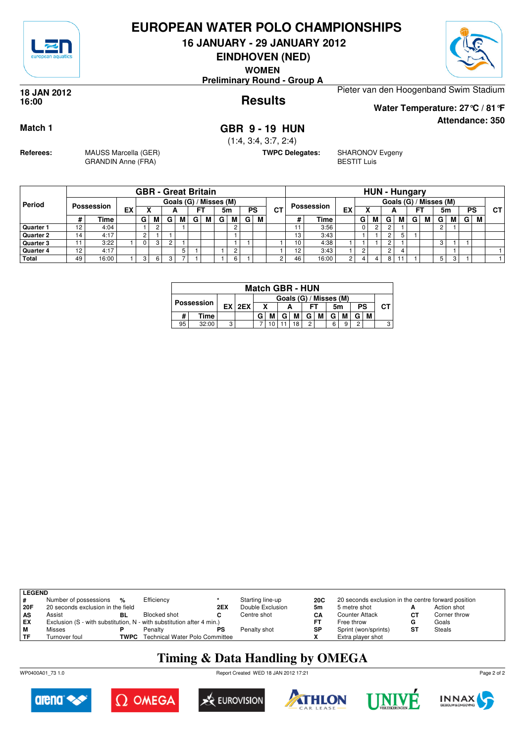# EUROPEAN WATER POLO CHAMPIONSHIPS

## 16 JANUARY - 29 JANUARY 2012

## EINDHOVEN (NED)

**WOMEN**

**Preliminary Round - Group A**

**18 JAN 2012**
**16:00**

## Results

Pieter van den Hoogenband Swim Stadium

**Water Temperature: 27°C / 81°F**

**Attendance: 350**

**Match 1**

## GBR 9 - 19 HUN

(1:4, 3:4, 3:7, 2:4)

**Referees:** MAUSS Marcella (GER), GRANDIN Anne (FRA)

**TWPC Delegates:** SHARONOV Evgeny, BESTIT Luis

### GBR - Great Britain

| Period | Possession | | EX | Goals (G) / Misses (M) | | | | | | | | | | CT |
|---|---|---|---|---|---|---|---|---|---|---|---|---|---|---|
| | | | | X | | A | | FT | | 5m | | PS | | |
| | # | Time | | G | M | G | M | G | M | G | M | G | M | |
| Quarter 1 | 12 | 4:04 | | 1 | 2 | | 1 | | | | 2 | | | |
| Quarter 2 | 14 | 4:17 | | 2 | 1 | 1 | | | | | 1 | | | |
| Quarter 3 | 11 | 3:22 | 1 | 0 | 3 | 2 | 1 | | | | 1 | 1 | | 1 |
| Quarter 4 | 12 | 4:17 | | | | | 5 | 1 | | 1 | 2 | | | 1 |
| Total | 49 | 16:00 | 1 | 3 | 6 | 3 | 7 | 1 | | 1 | 6 | 1 | | 2 |

### HUN - Hungary

| Period | Possession | | EX | Goals (G) / Misses (M) | | | | | | | | | | CT |
|---|---|---|---|---|---|---|---|---|---|---|---|---|---|---|
| | | | | X | | A | | FT | | 5m | | PS | | |
| | # | Time | | G | M | G | M | G | M | G | M | G | M | |
| Quarter 1 | 11 | 3:56 | | 0 | 2 | 2 | 1 | | | 2 | 1 | | | |
| Quarter 2 | 13 | 3:43 | | 1 | 1 | 2 | 5 | 1 | | | | | | |
| Quarter 3 | 10 | 4:38 | 1 | 1 | 1 | 2 | 1 | | | 3 | 1 | 1 | | |
| Quarter 4 | 12 | 3:43 | 1 | 2 | | 2 | 4 | | | | 1 | | | 1 |
| Total | 46 | 16:00 | 2 | 4 | 4 | 8 | 11 | 1 | | 5 | 3 | 1 | | 1 |

### Match GBR - HUN

| Possession | | EX | 2EX | Goals (G) / Misses (M) | | | | | | | | | | CT |
|---|---|---|---|---|---|---|---|---|---|---|---|---|---|---|
| | | | | X | | A | | FT | | 5m | | PS | | |
| # | Time | | | G | M | G | M | G | M | G | M | G | M | |
| 95 | 32:00 | 3 | | 7 | 10 | 11 | 18 | 2 | | 6 | 9 | 2 | | 3 |

**LEGEND**

| | | | | | | | |
|---|---|---|---|---|---|---|---|
| # | Number of possessions | % | Efficiency | * | Starting line-up | 20C | 20 seconds exclusion in the centre forward position |
| 20F | 20 seconds exclusion in the field | | | 2EX | Double Exclusion | 5m | 5 metre shot |
| AS | Assist | BL | Blocked shot | C | Centre shot | CA | Counter Attack |
| EX | Exclusion (S - with substitution, N - with substitution after 4 min.) | | | | | FT | Free throw |
| M | Misses | P | Penalty | PS | Penalty shot | SP | Sprint (won/sprints) |
| TF | Turnover foul | TWPC | Technical Water Polo Committee | | | X | Extra player shot |

A: Action shot; CT: Corner throw; G: Goals; ST: Steals

## Timing & Data Handling by OMEGA

WP0400A01_73 1.0 — Report Created WED 18 JAN 2012 17:21